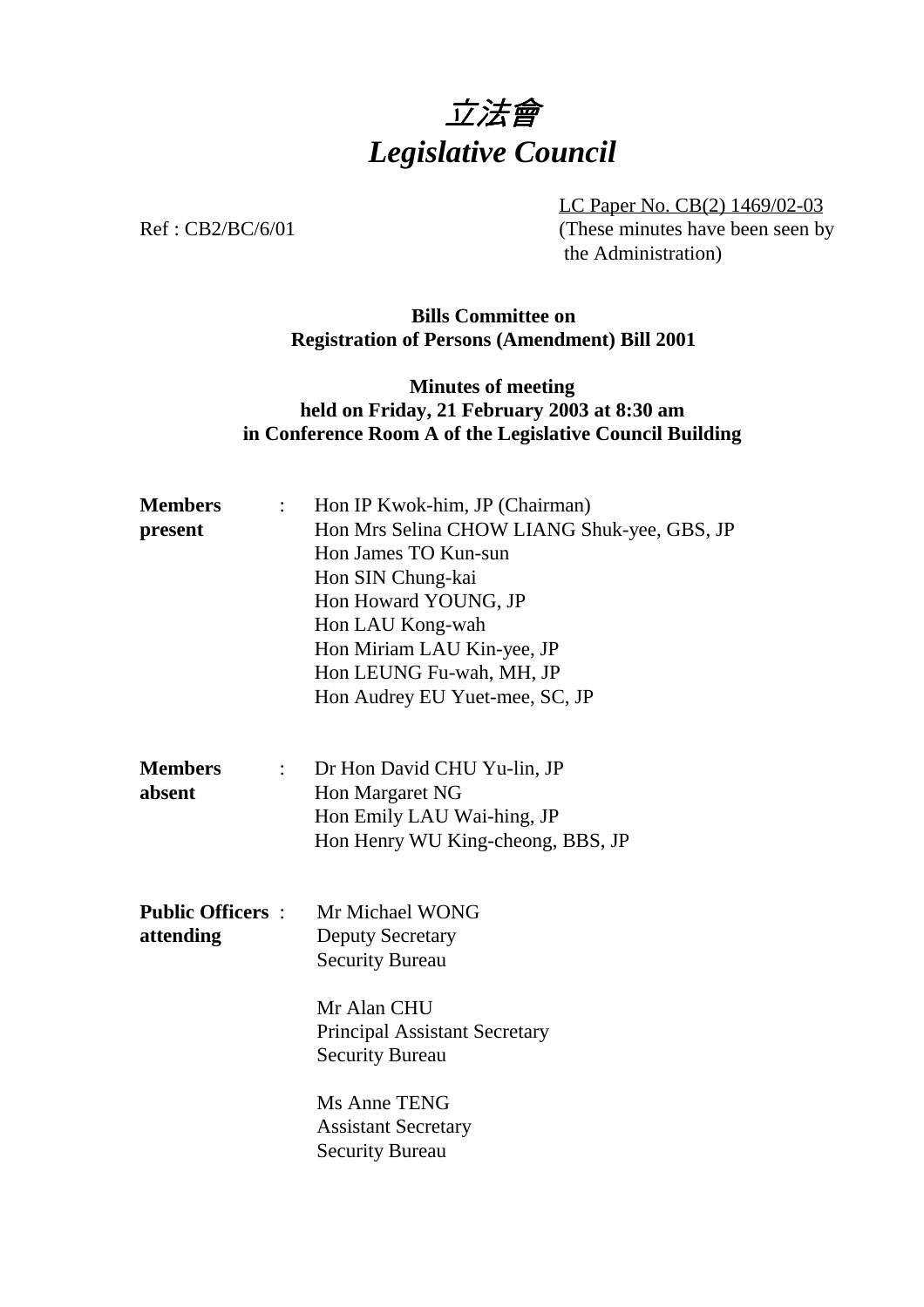# 立法會
# *Legislative Council*

LC Paper No. CB(2) 1469/02-03
(These minutes have been seen by the Administration)

Ref : CB2/BC/6/01

**Bills Committee on**
**Registration of Persons (Amendment) Bill 2001**

**Minutes of meeting**
**held on Friday, 21 February 2003 at 8:30 am**
**in Conference Room A of the Legislative Council Building**

**Members present** :
Hon IP Kwok-him, JP (Chairman)
Hon Mrs Selina CHOW LIANG Shuk-yee, GBS, JP
Hon James TO Kun-sun
Hon SIN Chung-kai
Hon Howard YOUNG, JP
Hon LAU Kong-wah
Hon Miriam LAU Kin-yee, JP
Hon LEUNG Fu-wah, MH, JP
Hon Audrey EU Yuet-mee, SC, JP

**Members absent** :
Dr Hon David CHU Yu-lin, JP
Hon Margaret NG
Hon Emily LAU Wai-hing, JP
Hon Henry WU King-cheong, BBS, JP

**Public Officers attending** :
Mr Michael WONG
Deputy Secretary
Security Bureau

Mr Alan CHU
Principal Assistant Secretary
Security Bureau

Ms Anne TENG
Assistant Secretary
Security Bureau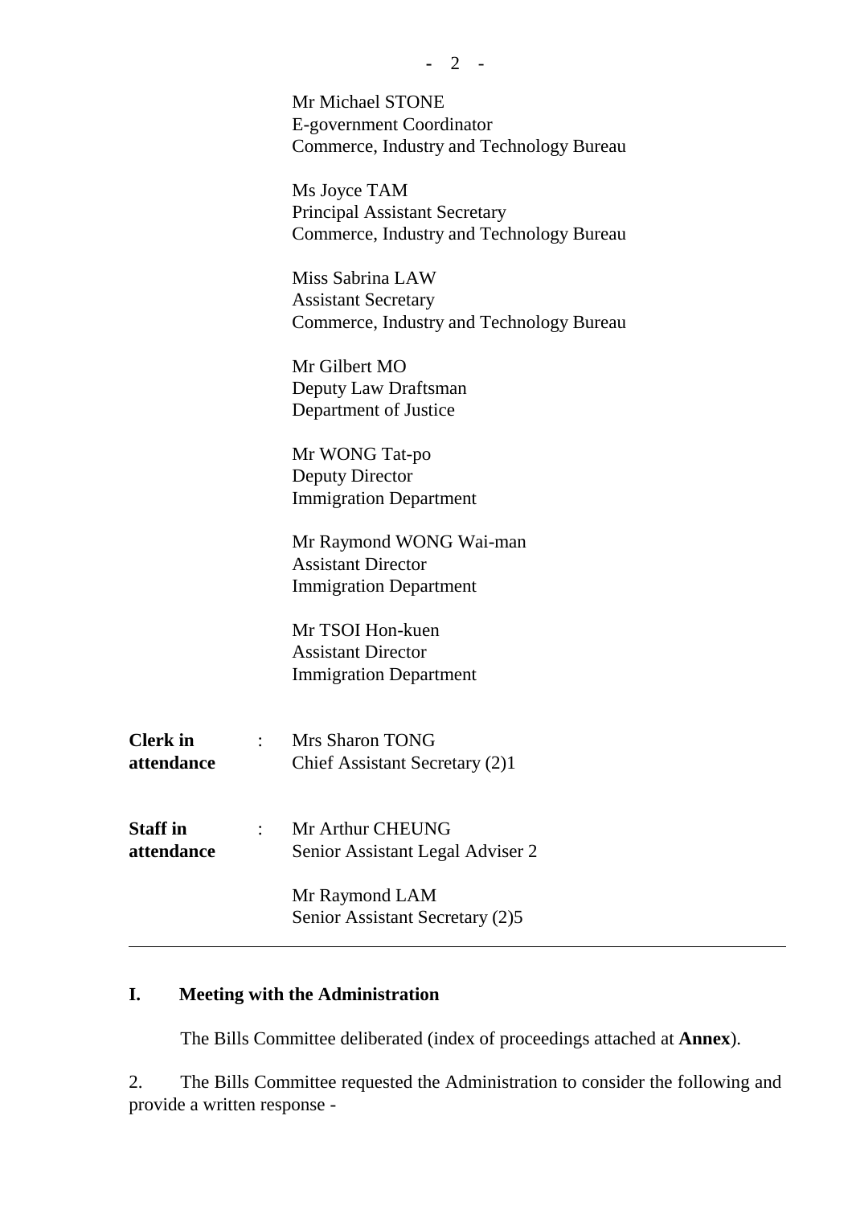Mr Michael STONE
E-government Coordinator
Commerce, Industry and Technology Bureau

Ms Joyce TAM
Principal Assistant Secretary
Commerce, Industry and Technology Bureau

Miss Sabrina LAW
Assistant Secretary
Commerce, Industry and Technology Bureau

Mr Gilbert MO
Deputy Law Draftsman
Department of Justice

Mr WONG Tat-po
Deputy Director
Immigration Department

Mr Raymond WONG Wai-man
Assistant Director
Immigration Department

Mr TSOI Hon-kuen
Assistant Director
Immigration Department

**Clerk in attendance** : Mrs Sharon TONG
Chief Assistant Secretary (2)1

**Staff in attendance** : Mr Arthur CHEUNG
Senior Assistant Legal Adviser 2

Mr Raymond LAM
Senior Assistant Secretary (2)5

---

## I. Meeting with the Administration

The Bills Committee deliberated (index of proceedings attached at **Annex**).

2. The Bills Committee requested the Administration to consider the following and provide a written response -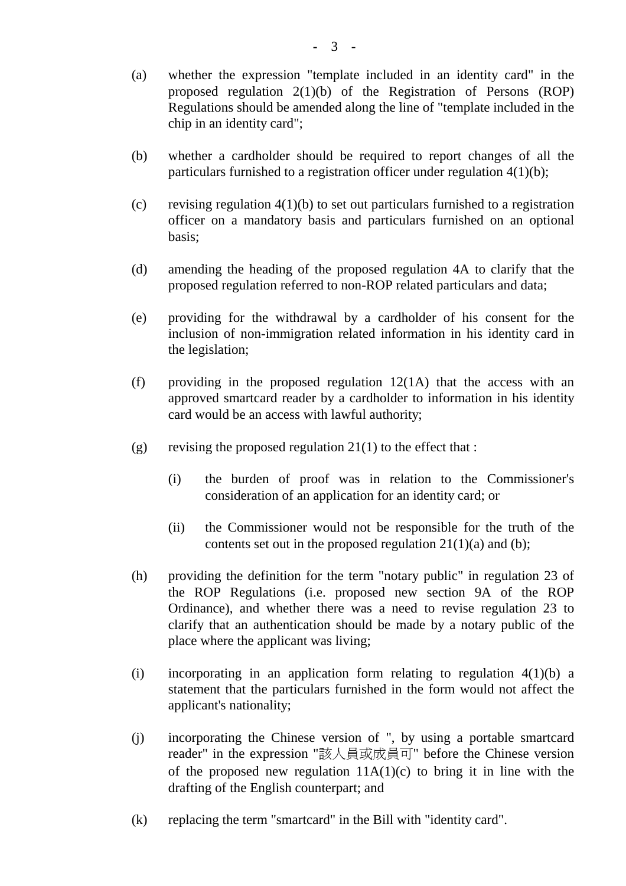(a) whether the expression "template included in an identity card" in the proposed regulation 2(1)(b) of the Registration of Persons (ROP) Regulations should be amended along the line of "template included in the chip in an identity card";

(b) whether a cardholder should be required to report changes of all the particulars furnished to a registration officer under regulation 4(1)(b);

(c) revising regulation 4(1)(b) to set out particulars furnished to a registration officer on a mandatory basis and particulars furnished on an optional basis;

(d) amending the heading of the proposed regulation 4A to clarify that the proposed regulation referred to non-ROP related particulars and data;

(e) providing for the withdrawal by a cardholder of his consent for the inclusion of non-immigration related information in his identity card in the legislation;

(f) providing in the proposed regulation 12(1A) that the access with an approved smartcard reader by a cardholder to information in his identity card would be an access with lawful authority;

(g) revising the proposed regulation 21(1) to the effect that :

    (i) the burden of proof was in relation to the Commissioner's consideration of an application for an identity card; or

    (ii) the Commissioner would not be responsible for the truth of the contents set out in the proposed regulation 21(1)(a) and (b);

(h) providing the definition for the term "notary public" in regulation 23 of the ROP Regulations (i.e. proposed new section 9A of the ROP Ordinance), and whether there was a need to revise regulation 23 to clarify that an authentication should be made by a notary public of the place where the applicant was living;

(i) incorporating in an application form relating to regulation 4(1)(b) a statement that the particulars furnished in the form would not affect the applicant's nationality;

(j) incorporating the Chinese version of ", by using a portable smartcard reader" in the expression "該人員或成員可" before the Chinese version of the proposed new regulation 11A(1)(c) to bring it in line with the drafting of the English counterpart; and

(k) replacing the term "smartcard" in the Bill with "identity card".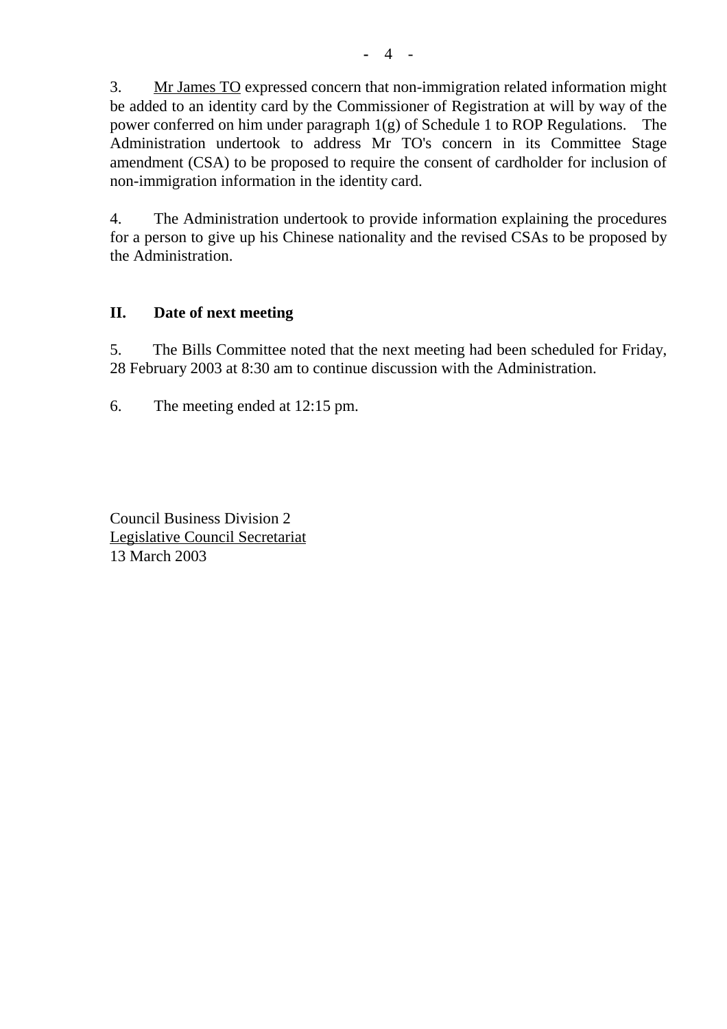3. <u>Mr James TO</u> expressed concern that non-immigration related information might be added to an identity card by the Commissioner of Registration at will by way of the power conferred on him under paragraph 1(g) of Schedule 1 to ROP Regulations. The Administration undertook to address Mr TO's concern in its Committee Stage amendment (CSA) to be proposed to require the consent of cardholder for inclusion of non-immigration information in the identity card.

4. The Administration undertook to provide information explaining the procedures for a person to give up his Chinese nationality and the revised CSAs to be proposed by the Administration.

## II. Date of next meeting

5. The Bills Committee noted that the next meeting had been scheduled for Friday, 28 February 2003 at 8:30 am to continue discussion with the Administration.

6. The meeting ended at 12:15 pm.

Council Business Division 2
<u>Legislative Council Secretariat</u>
13 March 2003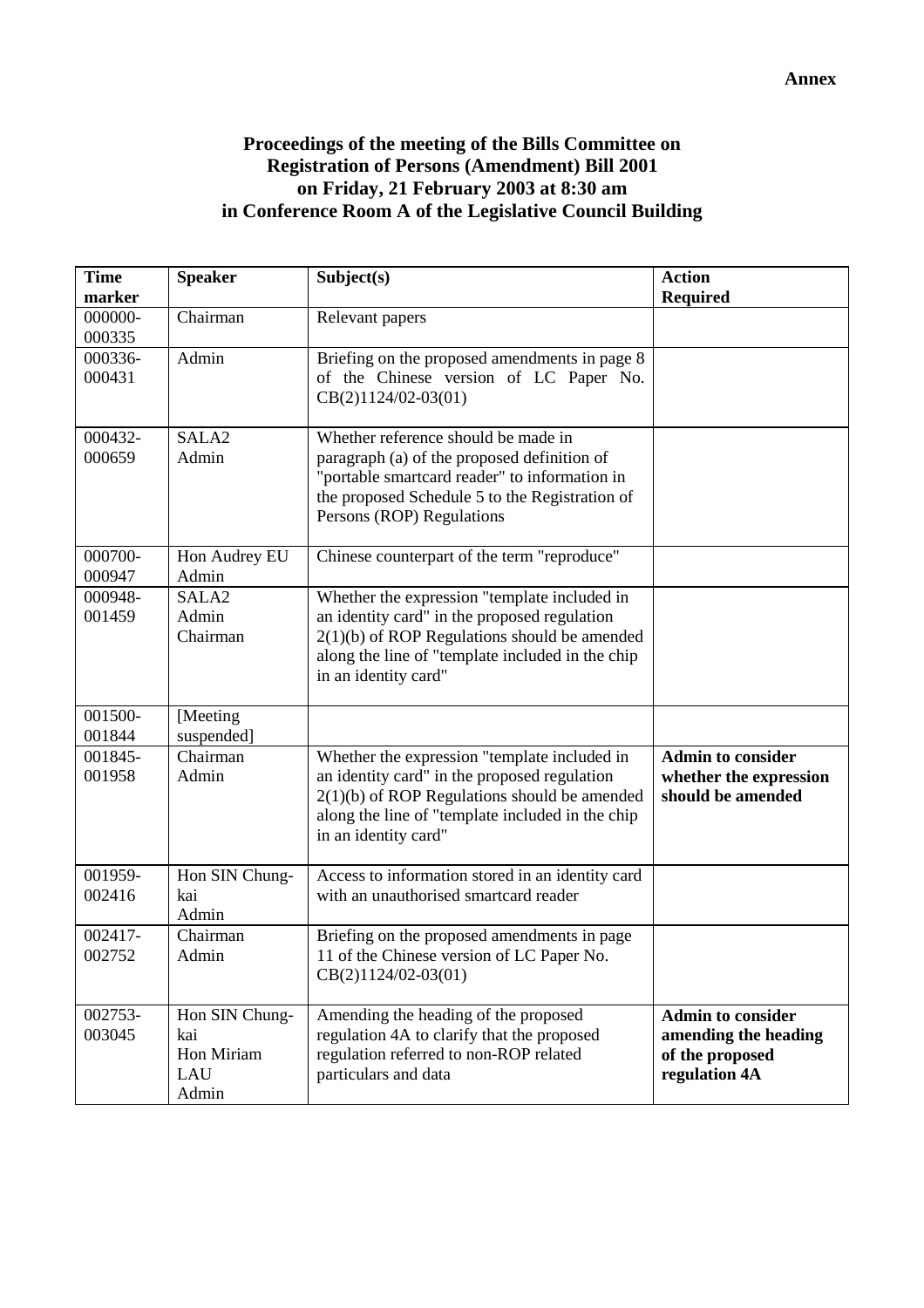**Annex**

**Proceedings of the meeting of the Bills Committee on Registration of Persons (Amendment) Bill 2001 on Friday, 21 February 2003 at 8:30 am in Conference Room A of the Legislative Council Building**

| Time marker | Speaker | Subject(s) | Action Required |
|---|---|---|---|
| 000000-000335 | Chairman | Relevant papers | |
| 000336-000431 | Admin | Briefing on the proposed amendments in page 8 of the Chinese version of LC Paper No. CB(2)1124/02-03(01) | |
| 000432-000659 | SALA2<br>Admin | Whether reference should be made in paragraph (a) of the proposed definition of "portable smartcard reader" to information in the proposed Schedule 5 to the Registration of Persons (ROP) Regulations | |
| 000700-000947 | Hon Audrey EU<br>Admin | Chinese counterpart of the term "reproduce" | |
| 000948-001459 | SALA2<br>Admin<br>Chairman | Whether the expression "template included in an identity card" in the proposed regulation 2(1)(b) of ROP Regulations should be amended along the line of "template included in the chip in an identity card" | |
| 001500-001844 | [Meeting suspended] | | |
| 001845-001958 | Chairman<br>Admin | Whether the expression "template included in an identity card" in the proposed regulation 2(1)(b) of ROP Regulations should be amended along the line of "template included in the chip in an identity card" | **Admin to consider whether the expression should be amended** |
| 001959-002416 | Hon SIN Chung-kai<br>Admin | Access to information stored in an identity card with an unauthorised smartcard reader | |
| 002417-002752 | Chairman<br>Admin | Briefing on the proposed amendments in page 11 of the Chinese version of LC Paper No. CB(2)1124/02-03(01) | |
| 002753-003045 | Hon SIN Chung-kai<br>Hon Miriam LAU<br>Admin | Amending the heading of the proposed regulation 4A to clarify that the proposed regulation referred to non-ROP related particulars and data | **Admin to consider amending the heading of the proposed regulation 4A** |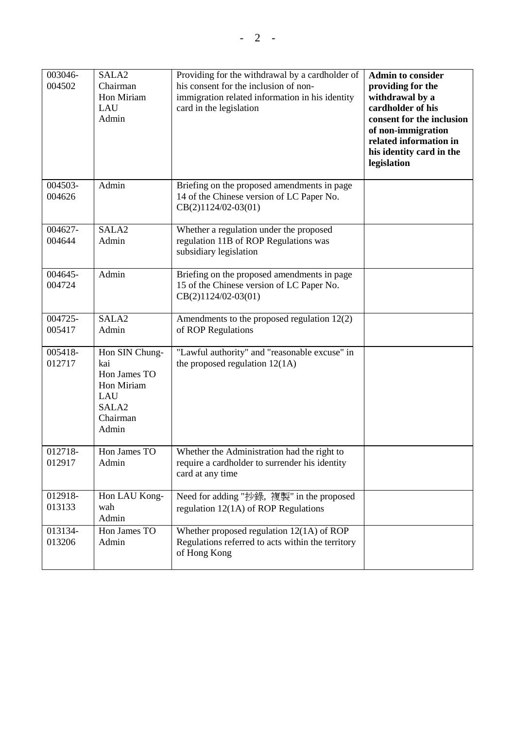| 003046-004502 | SALA2<br>Chairman<br>Hon Miriam LAU<br>Admin | Providing for the withdrawal by a cardholder of his consent for the inclusion of non-immigration related information in his identity card in the legislation | **Admin to consider providing for the withdrawal by a cardholder of his consent for the inclusion of non-immigration related information in his identity card in the legislation** |
|---|---|---|---|
| 004503-004626 | Admin | Briefing on the proposed amendments in page 14 of the Chinese version of LC Paper No. CB(2)1124/02-03(01) | |
| 004627-004644 | SALA2<br>Admin | Whether a regulation under the proposed regulation 11B of ROP Regulations was subsidiary legislation | |
| 004645-004724 | Admin | Briefing on the proposed amendments in page 15 of the Chinese version of LC Paper No. CB(2)1124/02-03(01) | |
| 004725-005417 | SALA2<br>Admin | Amendments to the proposed regulation 12(2) of ROP Regulations | |
| 005418-012717 | Hon SIN Chung-kai<br>Hon James TO<br>Hon Miriam LAU<br>SALA2<br>Chairman<br>Admin | "Lawful authority" and "reasonable excuse" in the proposed regulation 12(1A) | |
| 012718-012917 | Hon James TO<br>Admin | Whether the Administration had the right to require a cardholder to surrender his identity card at any time | |
| 012918-013133 | Hon LAU Kong-wah<br>Admin | Need for adding "抄錄, 複製" in the proposed regulation 12(1A) of ROP Regulations | |
| 013134-013206 | Hon James TO<br>Admin | Whether proposed regulation 12(1A) of ROP Regulations referred to acts within the territory of Hong Kong | |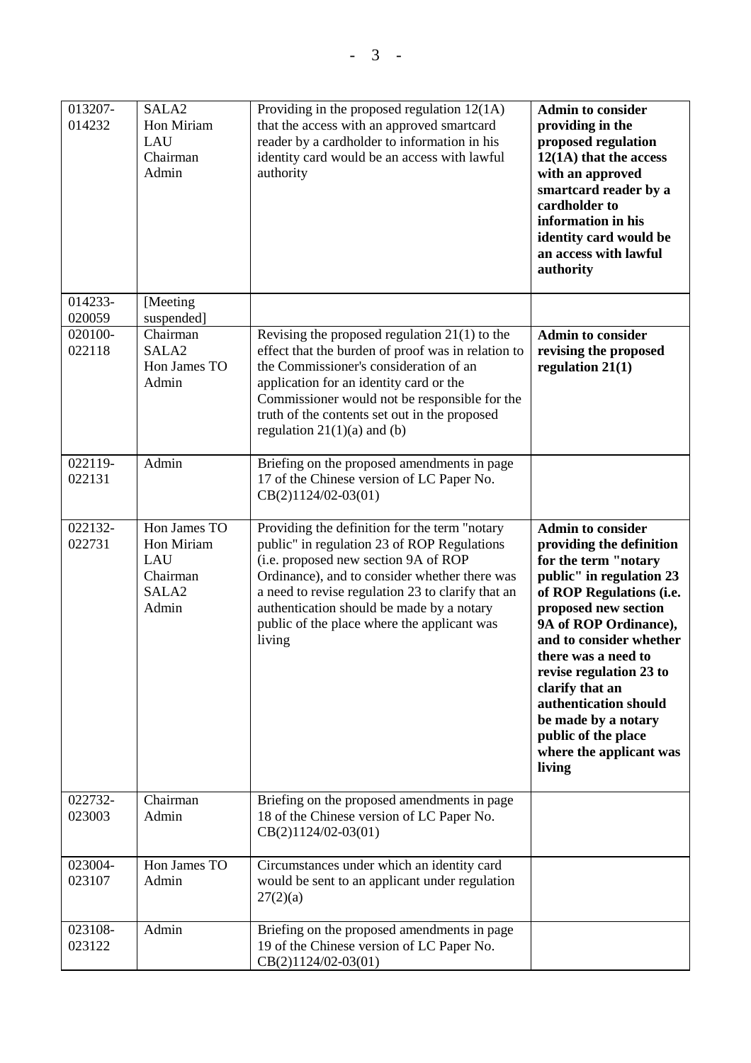| | | | |
|---|---|---|---|
| 013207-014232 | SALA2<br>Hon Miriam LAU<br>Chairman<br>Admin | Providing in the proposed regulation 12(1A) that the access with an approved smartcard reader by a cardholder to information in his identity card would be an access with lawful authority | **Admin to consider providing in the proposed regulation 12(1A) that the access with an approved smartcard reader by a cardholder to information in his identity card would be an access with lawful authority** |
| 014233-020059 | [Meeting suspended] | | |
| 020100-022118 | Chairman<br>SALA2<br>Hon James TO<br>Admin | Revising the proposed regulation 21(1) to the effect that the burden of proof was in relation to the Commissioner's consideration of an application for an identity card or the Commissioner would not be responsible for the truth of the contents set out in the proposed regulation 21(1)(a) and (b) | **Admin to consider revising the proposed regulation 21(1)** |
| 022119-022131 | Admin | Briefing on the proposed amendments in page 17 of the Chinese version of LC Paper No. CB(2)1124/02-03(01) | |
| 022132-022731 | Hon James TO<br>Hon Miriam LAU<br>Chairman<br>SALA2<br>Admin | Providing the definition for the term "notary public" in regulation 23 of ROP Regulations (i.e. proposed new section 9A of ROP Ordinance), and to consider whether there was a need to revise regulation 23 to clarify that an authentication should be made by a notary public of the place where the applicant was living | **Admin to consider providing the definition for the term "notary public" in regulation 23 of ROP Regulations (i.e. proposed new section 9A of ROP Ordinance), and to consider whether there was a need to revise regulation 23 to clarify that an authentication should be made by a notary public of the place where the applicant was living** |
| 022732-023003 | Chairman<br>Admin | Briefing on the proposed amendments in page 18 of the Chinese version of LC Paper No. CB(2)1124/02-03(01) | |
| 023004-023107 | Hon James TO<br>Admin | Circumstances under which an identity card would be sent to an applicant under regulation 27(2)(a) | |
| 023108-023122 | Admin | Briefing on the proposed amendments in page 19 of the Chinese version of LC Paper No. CB(2)1124/02-03(01) | |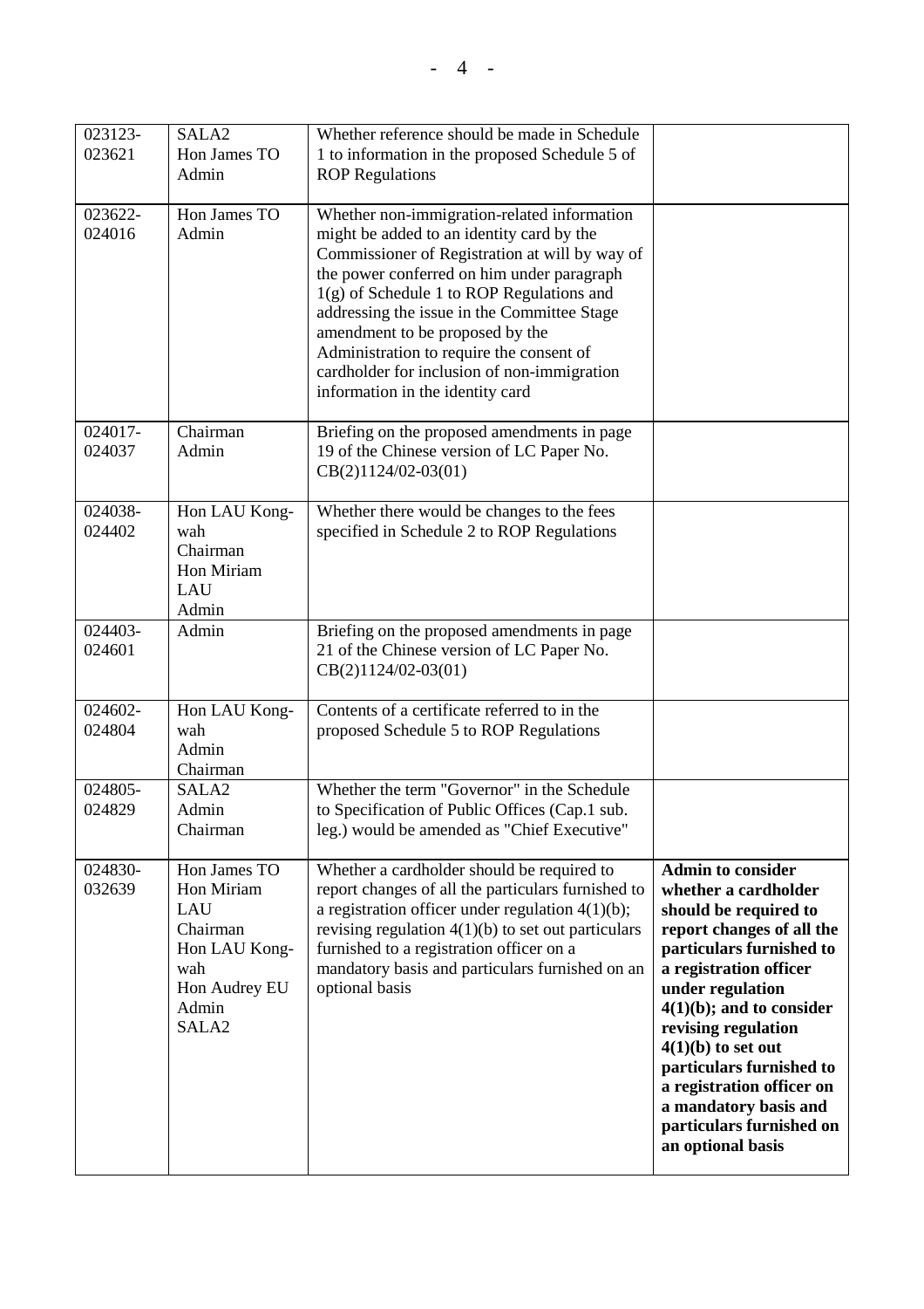| | | | |
|---|---|---|---|
| 023123-023621 | SALA2<br>Hon James TO<br>Admin | Whether reference should be made in Schedule 1 to information in the proposed Schedule 5 of ROP Regulations | |
| 023622-024016 | Hon James TO<br>Admin | Whether non-immigration-related information might be added to an identity card by the Commissioner of Registration at will by way of the power conferred on him under paragraph 1(g) of Schedule 1 to ROP Regulations and addressing the issue in the Committee Stage amendment to be proposed by the Administration to require the consent of cardholder for inclusion of non-immigration information in the identity card | |
| 024017-024037 | Chairman<br>Admin | Briefing on the proposed amendments in page 19 of the Chinese version of LC Paper No. CB(2)1124/02-03(01) | |
| 024038-024402 | Hon LAU Kong-wah<br>Chairman<br>Hon Miriam LAU<br>Admin | Whether there would be changes to the fees specified in Schedule 2 to ROP Regulations | |
| 024403-024601 | Admin | Briefing on the proposed amendments in page 21 of the Chinese version of LC Paper No. CB(2)1124/02-03(01) | |
| 024602-024804 | Hon LAU Kong-wah<br>Admin<br>Chairman | Contents of a certificate referred to in the proposed Schedule 5 to ROP Regulations | |
| 024805-024829 | SALA2<br>Admin<br>Chairman | Whether the term "Governor" in the Schedule to Specification of Public Offices (Cap.1 sub. leg.) would be amended as "Chief Executive" | |
| 024830-032639 | Hon James TO<br>Hon Miriam LAU<br>Chairman<br>Hon LAU Kong-wah<br>Hon Audrey EU<br>Admin<br>SALA2 | Whether a cardholder should be required to report changes of all the particulars furnished to a registration officer under regulation 4(1)(b); revising regulation 4(1)(b) to set out particulars furnished to a registration officer on a mandatory basis and particulars furnished on an optional basis | **Admin to consider whether a cardholder should be required to report changes of all the particulars furnished to a registration officer under regulation 4(1)(b); and to consider revising regulation 4(1)(b) to set out particulars furnished to a registration officer on a mandatory basis and particulars furnished on an optional basis** |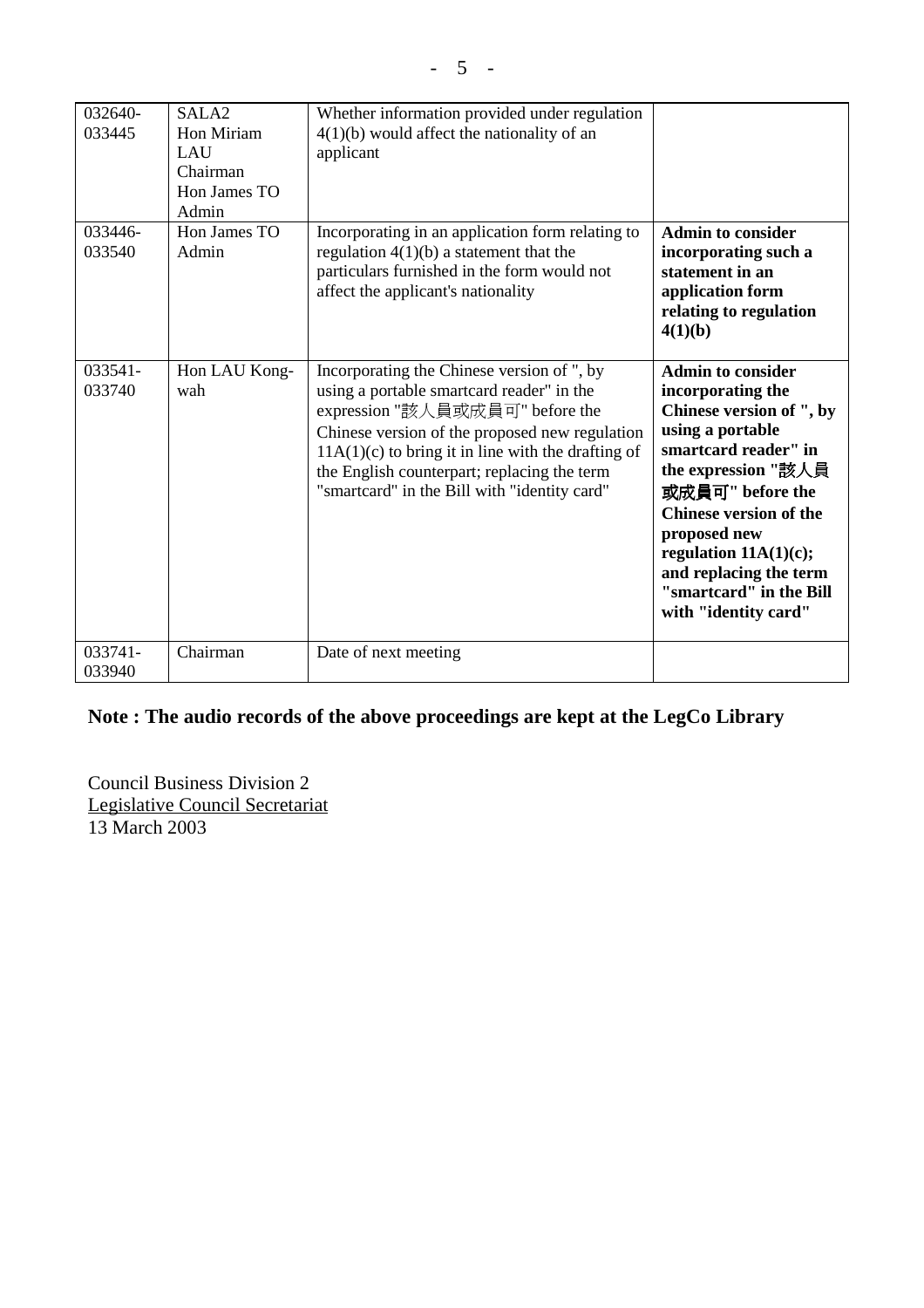| | | | |
|---|---|---|---|
| 032640-033445 | SALA2<br>Hon Miriam LAU<br>Chairman<br>Hon James TO<br>Admin | Whether information provided under regulation 4(1)(b) would affect the nationality of an applicant | |
| 033446-033540 | Hon James TO<br>Admin | Incorporating in an application form relating to regulation 4(1)(b) a statement that the particulars furnished in the form would not affect the applicant's nationality | **Admin to consider incorporating such a statement in an application form relating to regulation 4(1)(b)** |
| 033541-033740 | Hon LAU Kong-wah | Incorporating the Chinese version of ", by using a portable smartcard reader" in the expression "該人員或成員可" before the Chinese version of the proposed new regulation 11A(1)(c) to bring it in line with the drafting of the English counterpart; replacing the term "smartcard" in the Bill with "identity card" | **Admin to consider incorporating the Chinese version of ", by using a portable smartcard reader" in the expression "該人員或成員可" before the Chinese version of the proposed new regulation 11A(1)(c); and replacing the term "smartcard" in the Bill with "identity card"** |
| 033741-033940 | Chairman | Date of next meeting | |

**Note : The audio records of the above proceedings are kept at the LegCo Library**

Council Business Division 2
Legislative Council Secretariat
13 March 2003